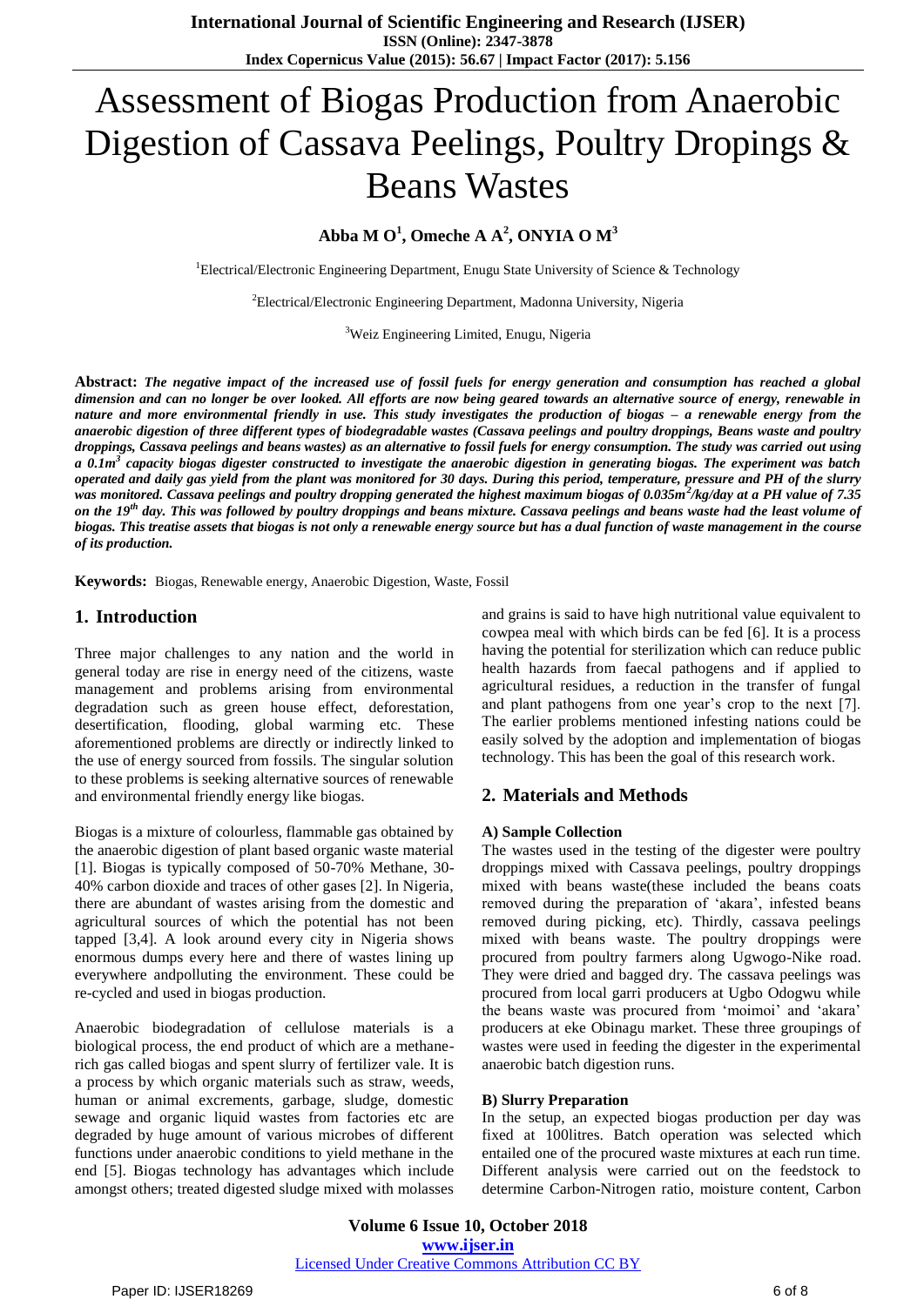# Assessment of Biogas Production from Anaerobic Digestion of Cassava Peelings, Poultry Dropings & Beans Wastes

**Abba M O[1], Omeche A A[2], ONYIA O M[3]**

[1]Electrical/Electronic Engineering Department, Enugu State University of Science & Technology

[2]Electrical/Electronic Engineering Department, Madonna University, Nigeria

[3]Weiz Engineering Limited, Enugu, Nigeria

**Abstract:** ***The negative impact of the increased use of fossil fuels for energy generation and consumption has reached a global dimension and can no longer be over looked. All efforts are now being geared towards an alternative source of energy, renewable in nature and more environmental friendly in use. This study investigates the production of biogas – a renewable energy from the anaerobic digestion of three different types of biodegradable wastes (Cassava peelings and poultry droppings, Beans waste and poultry droppings, Cassava peelings and beans wastes) as an alternative to fossil fuels for energy consumption. The study was carried out using a 0.1m$^3$ capacity biogas digester constructed to investigate the anaerobic digestion in generating biogas. The experiment was batch operated and daily gas yield from the plant was monitored for 30 days. During this period, temperature, pressure and PH of the slurry was monitored. Cassava peelings and poultry dropping generated the highest maximum biogas of 0.035m$^2$/kg/day at a PH value of 7.35 on the 19$^{th}$ day. This was followed by poultry droppings and beans mixture. Cassava peelings and beans waste had the least volume of biogas. This treatise assets that biogas is not only a renewable energy source but has a dual function of waste management in the course of its production.***

**Keywords:** Biogas, Renewable energy, Anaerobic Digestion, Waste, Fossil

## 1. Introduction

Three major challenges to any nation and the world in general today are rise in energy need of the citizens, waste management and problems arising from environmental degradation such as green house effect, deforestation, desertification, flooding, global warming etc. These aforementioned problems are directly or indirectly linked to the use of energy sourced from fossils. The singular solution to these problems is seeking alternative sources of renewable and environmental friendly energy like biogas.

Biogas is a mixture of colourless, flammable gas obtained by the anaerobic digestion of plant based organic waste material [1]. Biogas is typically composed of 50-70% Methane, 30-40% carbon dioxide and traces of other gases [2]. In Nigeria, there are abundant of wastes arising from the domestic and agricultural sources of which the potential has not been tapped [3,4]. A look around every city in Nigeria shows enormous dumps every here and there of wastes lining up everywhere andpolluting the environment. These could be re-cycled and used in biogas production.

Anaerobic biodegradation of cellulose materials is a biological process, the end product of which are a methane-rich gas called biogas and spent slurry of fertilizer vale. It is a process by which organic materials such as straw, weeds, human or animal excrements, garbage, sludge, domestic sewage and organic liquid wastes from factories etc are degraded by huge amount of various microbes of different functions under anaerobic conditions to yield methane in the end [5]. Biogas technology has advantages which include amongst others; treated digested sludge mixed with molasses and grains is said to have high nutritional value equivalent to cowpea meal with which birds can be fed [6]. It is a process having the potential for sterilization which can reduce public health hazards from faecal pathogens and if applied to agricultural residues, a reduction in the transfer of fungal and plant pathogens from one year's crop to the next [7]. The earlier problems mentioned infesting nations could be easily solved by the adoption and implementation of biogas technology. This has been the goal of this research work.

## 2. Materials and Methods

### A) Sample Collection

The wastes used in the testing of the digester were poultry droppings mixed with Cassava peelings, poultry droppings mixed with beans waste(these included the beans coats removed during the preparation of 'akara', infested beans removed during picking, etc). Thirdly, cassava peelings mixed with beans waste. The poultry droppings were procured from poultry farmers along Ugwogo-Nike road. They were dried and bagged dry. The cassava peelings was procured from local garri producers at Ugbo Odogwu while the beans waste was procured from 'moimoi' and 'akara' producers at eke Obinagu market. These three groupings of wastes were used in feeding the digester in the experimental anaerobic batch digestion runs.

### B) Slurry Preparation

In the setup, an expected biogas production per day was fixed at 100litres. Batch operation was selected which entailed one of the procured waste mixtures at each run time. Different analysis were carried out on the feedstock to determine Carbon-Nitrogen ratio, moisture content, Carbon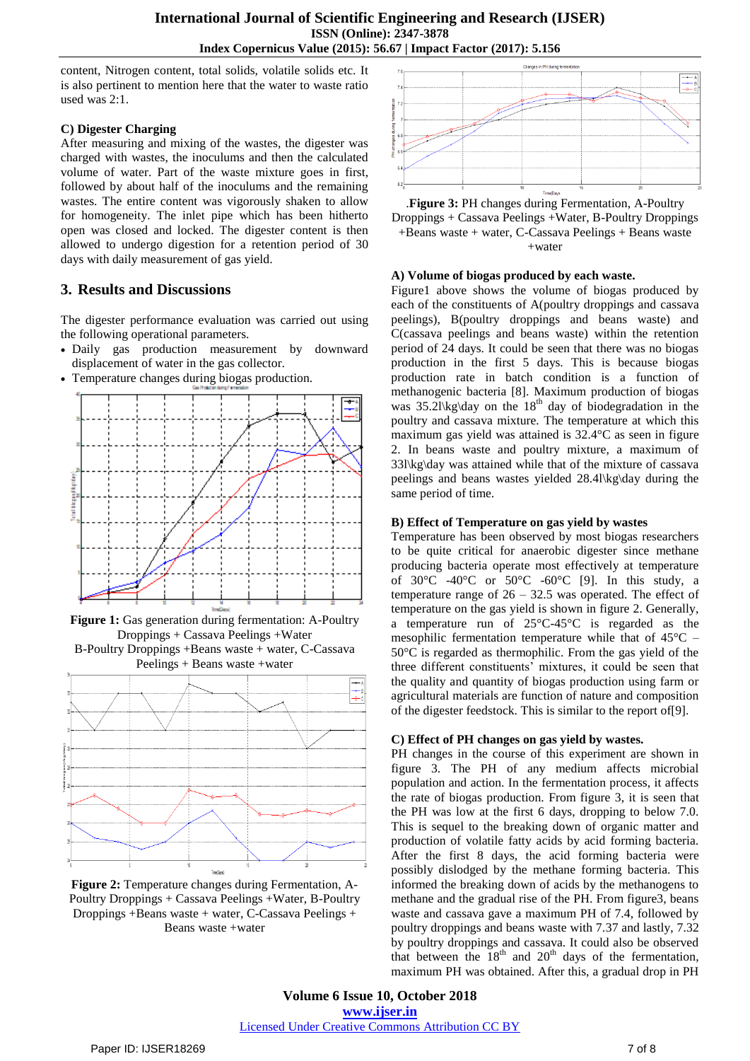content, Nitrogen content, total solids, volatile solids etc. It is also pertinent to mention here that the water to waste ratio used was 2:1.

### C) Digester Charging

After measuring and mixing of the wastes, the digester was charged with wastes, the inoculums and then the calculated volume of water. Part of the waste mixture goes in first, followed by about half of the inoculums and the remaining wastes. The entire content was vigorously shaken to allow for homogeneity. The inlet pipe which has been hitherto open was closed and locked. The digester content is then allowed to undergo digestion for a retention period of 30 days with daily measurement of gas yield.

## 3. Results and Discussions

The digester performance evaluation was carried out using the following operational parameters.

- Daily gas production measurement by downward displacement of water in the gas collector.
- Temperature changes during biogas production.

**Figure 1:** Gas generation during fermentation: A-Poultry Droppings + Cassava Peelings +Water B-Poultry Droppings +Beans waste + water, C-Cassava Peelings + Beans waste +water

**Figure 2:** Temperature changes during Fermentation, A-Poultry Droppings + Cassava Peelings +Water, B-Poultry Droppings +Beans waste + water, C-Cassava Peelings + Beans waste +water

.**Figure 3:** PH changes during Fermentation, A-Poultry Droppings + Cassava Peelings +Water, B-Poultry Droppings +Beans waste + water, C-Cassava Peelings + Beans waste +water

### A) Volume of biogas produced by each waste.

Figure1 above shows the volume of biogas produced by each of the constituents of A(poultry droppings and cassava peelings), B(poultry droppings and beans waste) and C(cassava peelings and beans waste) within the retention period of 24 days. It could be seen that there was no biogas production in the first 5 days. This is because biogas production rate in batch condition is a function of methanogenic bacteria [8]. Maximum production of biogas was 35.2l\kg\day on the 18th day of biodegradation in the poultry and cassava mixture. The temperature at which this maximum gas yield was attained is 32.4°C as seen in figure 2. In beans waste and poultry mixture, a maximum of 33l\kg\day was attained while that of the mixture of cassava peelings and beans wastes yielded 28.4l\kg\day during the same period of time.

### B) Effect of Temperature on gas yield by wastes

Temperature has been observed by most biogas researchers to be quite critical for anaerobic digester since methane producing bacteria operate most effectively at temperature of 30°C -40°C or 50°C -60°C [9]. In this study, a temperature range of 26 – 32.5 was operated. The effect of temperature on the gas yield is shown in figure 2. Generally, a temperature run of 25°C-45°C is regarded as the mesophilic fermentation temperature while that of 45°C – 50°C is regarded as thermophilic. From the gas yield of the three different constituents' mixtures, it could be seen that the quality and quantity of biogas production using farm or agricultural materials are function of nature and composition of the digester feedstock. This is similar to the report of[9].

### C) Effect of PH changes on gas yield by wastes.

PH changes in the course of this experiment are shown in figure 3. The PH of any medium affects microbial population and action. In the fermentation process, it affects the rate of biogas production. From figure 3, it is seen that the PH was low at the first 6 days, dropping to below 7.0. This is sequel to the breaking down of organic matter and production of volatile fatty acids by acid forming bacteria. After the first 8 days, the acid forming bacteria were possibly dislodged by the methane forming bacteria. This informed the breaking down of acids by the methanogens to methane and the gradual rise of the PH. From figure3, beans waste and cassava gave a maximum PH of 7.4, followed by poultry droppings and beans waste with 7.37 and lastly, 7.32 by poultry droppings and cassava. It could also be observed that between the 18th and 20th days of the fermentation, maximum PH was obtained. After this, a gradual drop in PH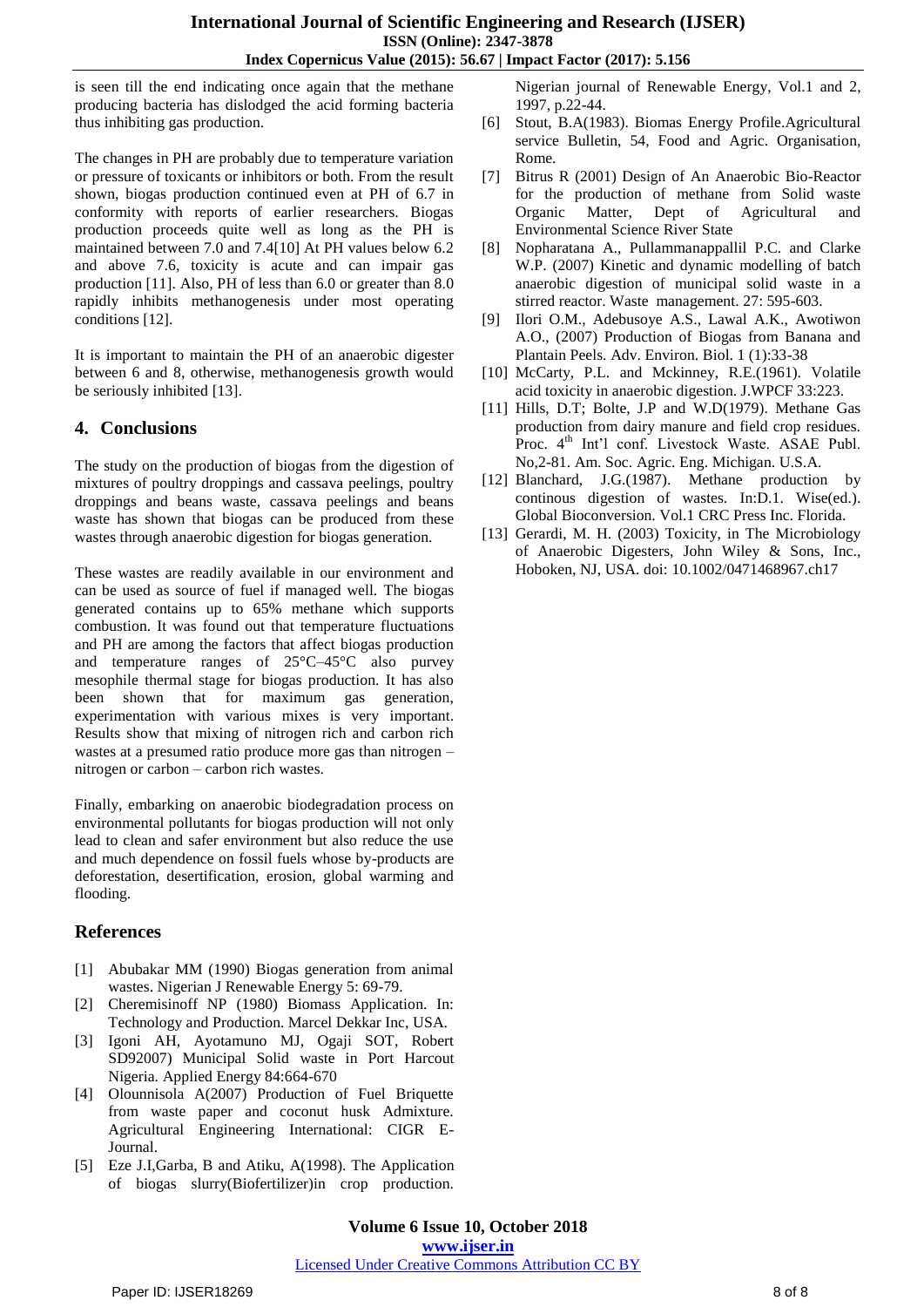is seen till the end indicating once again that the methane producing bacteria has dislodged the acid forming bacteria thus inhibiting gas production.

The changes in PH are probably due to temperature variation or pressure of toxicants or inhibitors or both. From the result shown, biogas production continued even at PH of 6.7 in conformity with reports of earlier researchers. Biogas production proceeds quite well as long as the PH is maintained between 7.0 and 7.4[10] At PH values below 6.2 and above 7.6, toxicity is acute and can impair gas production [11]. Also, PH of less than 6.0 or greater than 8.0 rapidly inhibits methanogenesis under most operating conditions [12].

It is important to maintain the PH of an anaerobic digester between 6 and 8, otherwise, methanogenesis growth would be seriously inhibited [13].

## 4. Conclusions

The study on the production of biogas from the digestion of mixtures of poultry droppings and cassava peelings, poultry droppings and beans waste, cassava peelings and beans waste has shown that biogas can be produced from these wastes through anaerobic digestion for biogas generation.

These wastes are readily available in our environment and can be used as source of fuel if managed well. The biogas generated contains up to 65% methane which supports combustion. It was found out that temperature fluctuations and PH are among the factors that affect biogas production and temperature ranges of 25°C–45°C also purvey mesophile thermal stage for biogas production. It has also been shown that for maximum gas generation, experimentation with various mixes is very important. Results show that mixing of nitrogen rich and carbon rich wastes at a presumed ratio produce more gas than nitrogen – nitrogen or carbon – carbon rich wastes.

Finally, embarking on anaerobic biodegradation process on environmental pollutants for biogas production will not only lead to clean and safer environment but also reduce the use and much dependence on fossil fuels whose by-products are deforestation, desertification, erosion, global warming and flooding.

## References

[1] Abubakar MM (1990) Biogas generation from animal wastes. Nigerian J Renewable Energy 5: 69-79.

[2] Cheremisinoff NP (1980) Biomass Application. In: Technology and Production. Marcel Dekkar Inc, USA.

[3] Igoni AH, Ayotamuno MJ, Ogaji SOT, Robert SD92007) Municipal Solid waste in Port Harcout Nigeria. Applied Energy 84:664-670

[4] Olounnisola A(2007) Production of Fuel Briquette from waste paper and coconut husk Admixture. Agricultural Engineering International: CIGR E-Journal.

[5] Eze J.I,Garba, B and Atiku, A(1998). The Application of biogas slurry(Biofertilizer)in crop production. Nigerian journal of Renewable Energy, Vol.1 and 2, 1997, p.22-44.

[6] Stout, B.A(1983). Biomas Energy Profile.Agricultural service Bulletin, 54, Food and Agric. Organisation, Rome.

[7] Bitrus R (2001) Design of An Anaerobic Bio-Reactor for the production of methane from Solid waste Organic Matter, Dept of Agricultural and Environmental Science River State

[8] Nopharatana A., Pullammanappallil P.C. and Clarke W.P. (2007) Kinetic and dynamic modelling of batch anaerobic digestion of municipal solid waste in a stirred reactor. Waste management. 27: 595-603.

[9] Ilori O.M., Adebusoye A.S., Lawal A.K., Awotiwon A.O., (2007) Production of Biogas from Banana and Plantain Peels. Adv. Environ. Biol. 1 (1):33-38

[10] McCarty, P.L. and Mckinney, R.E.(1961). Volatile acid toxicity in anaerobic digestion. J.WPCF 33:223.

[11] Hills, D.T; Bolte, J.P and W.D(1979). Methane Gas production from dairy manure and field crop residues. Proc. 4th Int'l conf. Livestock Waste. ASAE Publ. No,2-81. Am. Soc. Agric. Eng. Michigan. U.S.A.

[12] Blanchard, J.G.(1987). Methane production by continous digestion of wastes. In:D.1. Wise(ed.). Global Bioconversion. Vol.1 CRC Press Inc. Florida.

[13] Gerardi, M. H. (2003) Toxicity, in The Microbiology of Anaerobic Digesters, John Wiley & Sons, Inc., Hoboken, NJ, USA. doi: 10.1002/0471468967.ch17